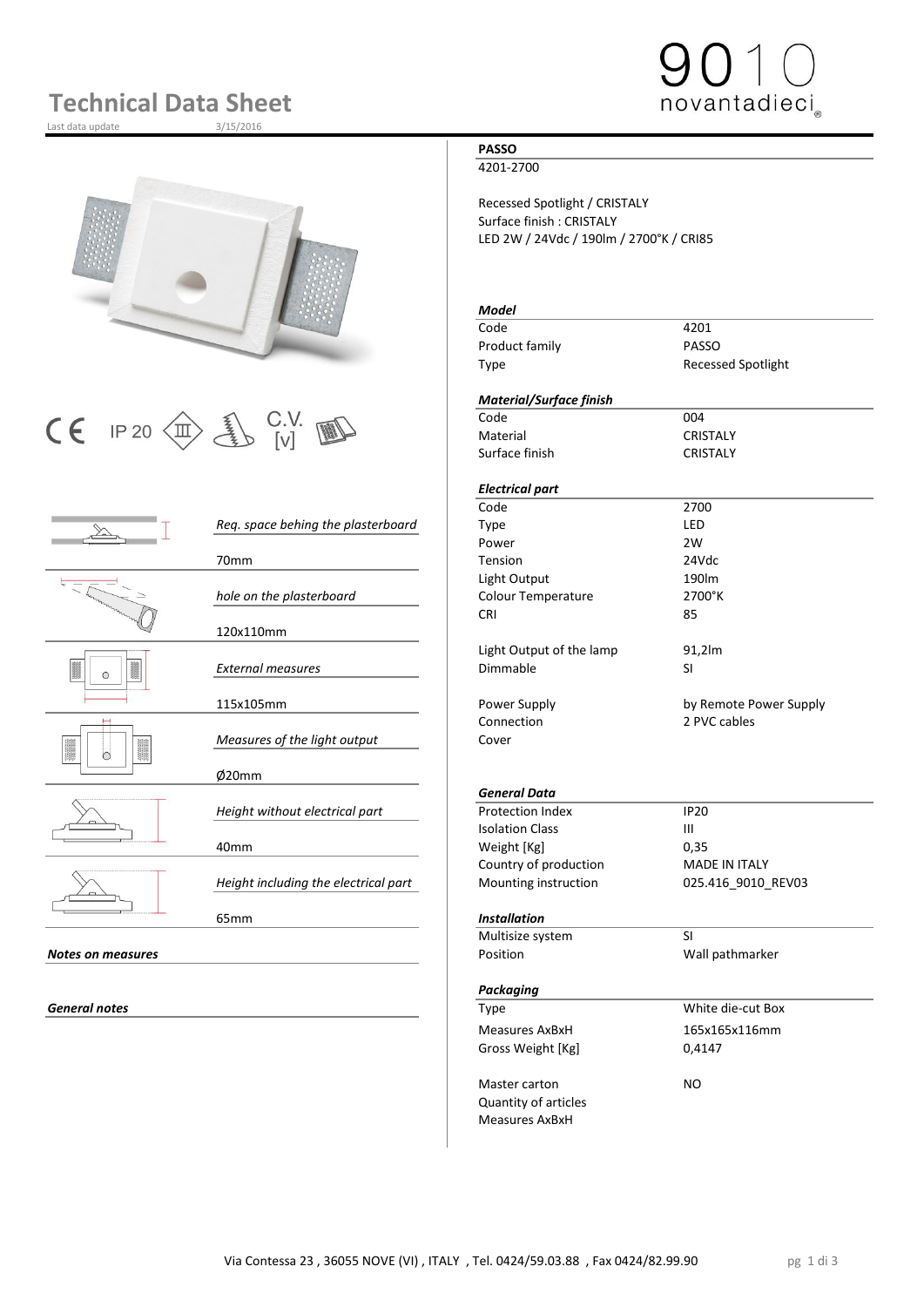# Technical Data Sheet

Last data update 3/15/2016

9010 novantadieci®

CE IP 20 C.V. [v]

| | |
|---|---|
| *Req. space behing the plasterboard* | 70mm |
| *hole on the plasterboard* | 120x110mm |
| *External measures* | 115x105mm |
| *Measures of the light output* | Ø20mm |
| *Height without electrical part* | 40mm |
| *Height including the electrical part* | 65mm |

***Notes on measures***

***General notes***

**PASSO**

4201-2700

Recessed Spotlight / CRISTALY
Surface finish : CRISTALY
LED 2W / 24Vdc / 190lm / 2700°K / CRI85

***Model***

| | |
|---|---|
| Code | 4201 |
| Product family | PASSO |
| Type | Recessed Spotlight |

***Material/Surface finish***

| | |
|---|---|
| Code | 004 |
| Material | CRISTALY |
| Surface finish | CRISTALY |

***Electrical part***

| | |
|---|---|
| Code | 2700 |
| Type | LED |
| Power | 2W |
| Tension | 24Vdc |
| Light Output | 190lm |
| Colour Temperature | 2700°K |
| CRI | 85 |
| Light Output of the lamp | 91,2lm |
| Dimmable | SI |
| Power Supply | by Remote Power Supply |
| Connection | 2 PVC cables |
| Cover | |

***General Data***

| | |
|---|---|
| Protection Index | IP20 |
| Isolation Class | III |
| Weight [Kg] | 0,35 |
| Country of production | MADE IN ITALY |
| Mounting instruction | 025.416_9010_REV03 |

***Installation***

| | |
|---|---|
| Multisize system | SI |
| Position | Wall pathmarker |

***Packaging***

| | |
|---|---|
| Type | White die-cut Box |
| Measures AxBxH | 165x165x116mm |
| Gross Weight [Kg] | 0,4147 |
| Master carton | NO |
| Quantity of articles | |
| Measures AxBxH | |

Via Contessa 23 , 36055 NOVE (VI) , ITALY , Tel. 0424/59.03.88 , Fax 0424/82.99.90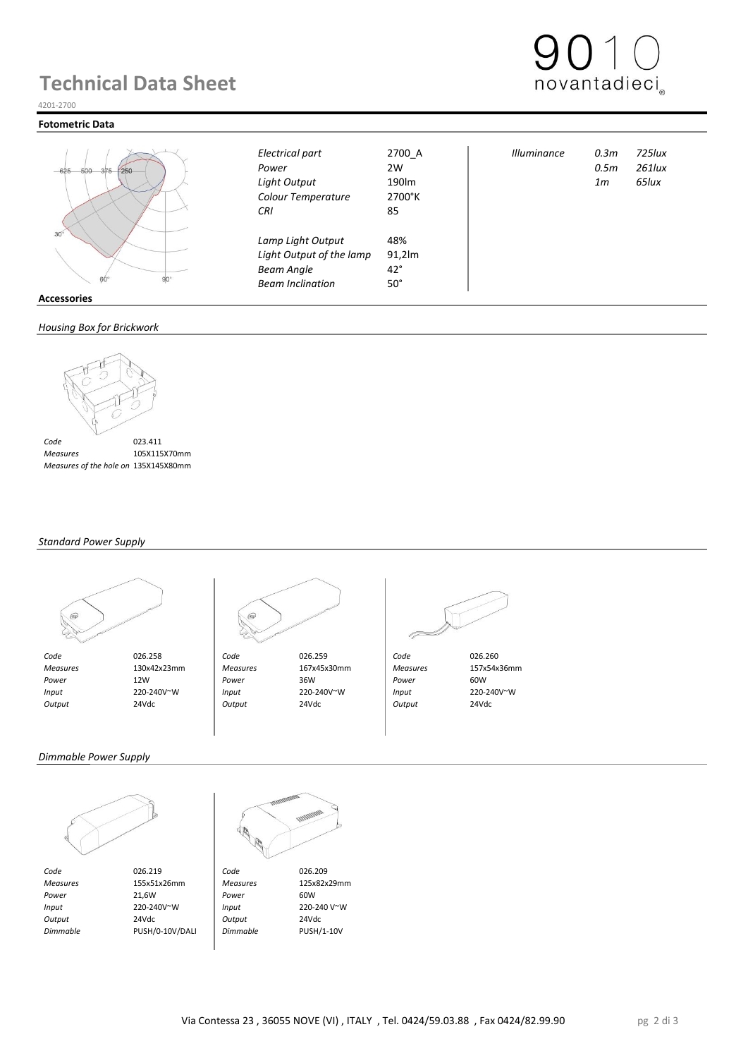# Technical Data Sheet

4201-2700

## Fotometric Data

| | | | | |
|---|---|---|---|---|
| *Electrical part* | 2700_A | *Illuminance* | *0.3m* | *725lux* |
| *Power* | 2W | | *0.5m* | *261lux* |
| *Light Output* | 190lm | | *1m* | *65lux* |
| *Colour Temperature* | 2700°K | | | |
| *CRI* | 85 | | | |
| *Lamp Light Output* | 48% | | | |
| *Light Output of the lamp* | 91,2lm | | | |
| *Beam Angle* | 42° | | | |
| *Beam Inclination* | 50° | | | |

## Accessories

### *Housing Box for Brickwork*

| | |
|---|---|
| *Code* | 023.411 |
| *Measures* | 105X115X70mm |
| *Measures of the hole on* | 135X145X80mm |

### *Standard Power Supply*

| | | | | | |
|---|---|---|---|---|---|
| *Code* | 026.258 | *Code* | 026.259 | *Code* | 026.260 |
| *Measures* | 130x42x23mm | *Measures* | 167x45x30mm | *Measures* | 157x54x36mm |
| *Power* | 12W | *Power* | 36W | *Power* | 60W |
| *Input* | 220-240V~W | *Input* | 220-240V~W | *Input* | 220-240V~W |
| *Output* | 24Vdc | *Output* | 24Vdc | *Output* | 24Vdc |

### *Dimmable Power Supply*

| | | | |
|---|---|---|---|
| *Code* | 026.219 | *Code* | 026.209 |
| *Measures* | 155x51x26mm | *Measures* | 125x82x29mm |
| *Power* | 21,6W | *Power* | 60W |
| *Input* | 220-240V~W | *Input* | 220-240 V~W |
| *Output* | 24Vdc | *Output* | 24Vdc |
| *Dimmable* | PUSH/0-10V/DALI | *Dimmable* | PUSH/1-10V |

Via Contessa 23 , 36055 NOVE (VI) , ITALY , Tel. 0424/59.03.88 , Fax 0424/82.99.90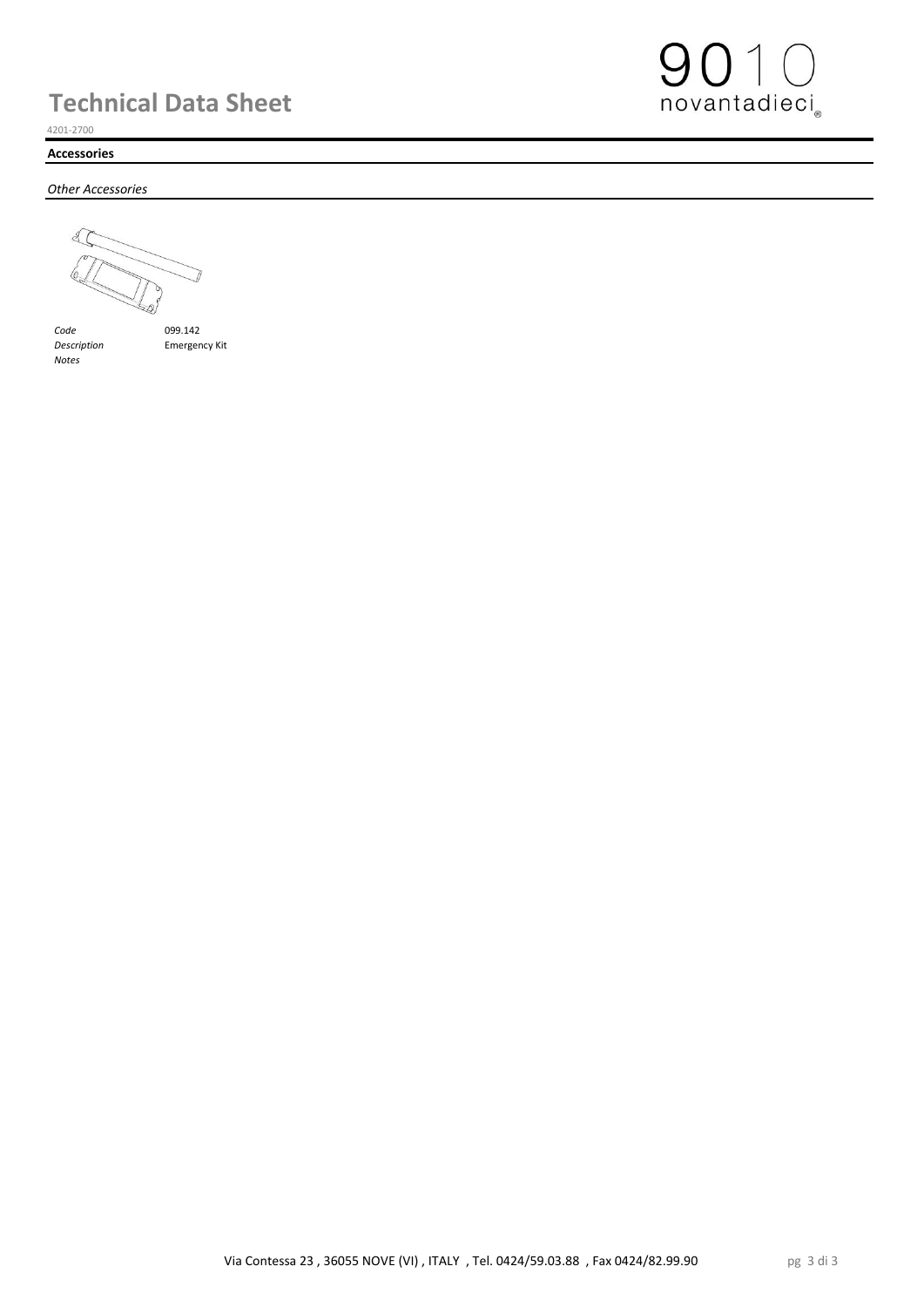## Accessories

*Other Accessories*

| | |
|---|---|
| *Code* | 099.142 |
| *Description* | Emergency Kit |
| *Notes* | |